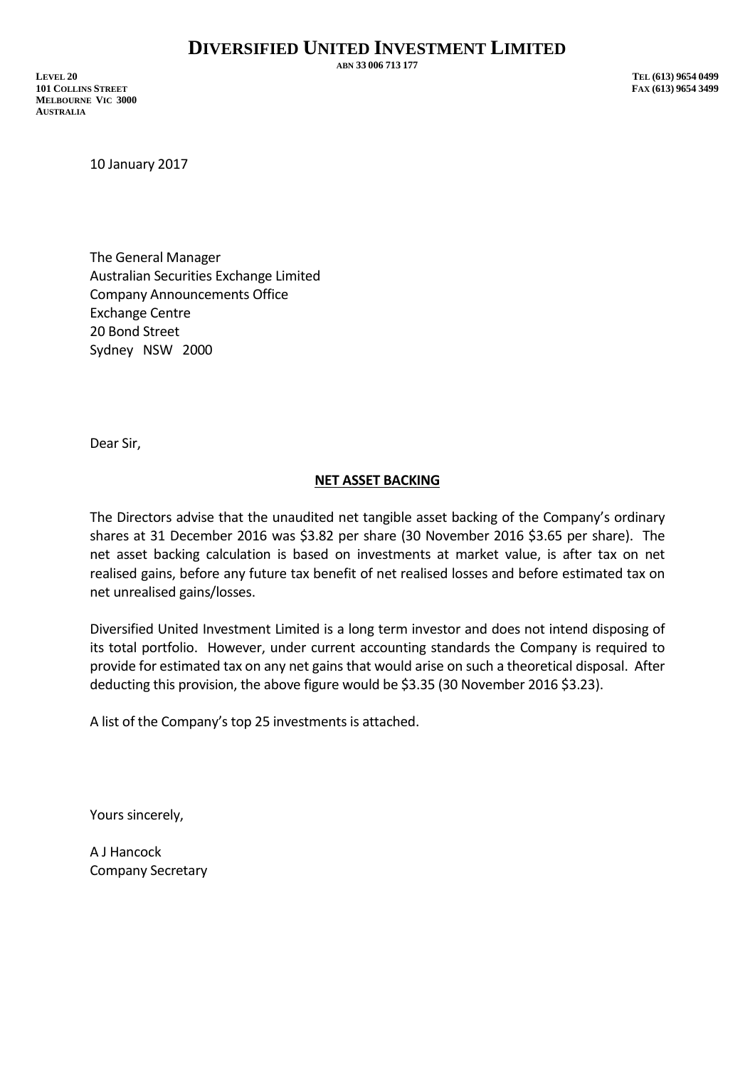# DIVERSIFIED UNITED INVESTMENT LIMITED

ABN 33 006 713 177

LEVEL 20
101 COLLINS STREET
MELBOURNE VIC 3000
AUSTRALIA

TEL (613) 9654 0499
FAX (613) 9654 3499

10 January 2017

The General Manager
Australian Securities Exchange Limited
Company Announcements Office
Exchange Centre
20 Bond Street
Sydney NSW 2000

Dear Sir,

**NET ASSET BACKING**

The Directors advise that the unaudited net tangible asset backing of the Company's ordinary shares at 31 December 2016 was $3.82 per share (30 November 2016 $3.65 per share). The net asset backing calculation is based on investments at market value, is after tax on net realised gains, before any future tax benefit of net realised losses and before estimated tax on net unrealised gains/losses.

Diversified United Investment Limited is a long term investor and does not intend disposing of its total portfolio. However, under current accounting standards the Company is required to provide for estimated tax on any net gains that would arise on such a theoretical disposal. After deducting this provision, the above figure would be $3.35 (30 November 2016 $3.23).

A list of the Company's top 25 investments is attached.

Yours sincerely,

A J Hancock
Company Secretary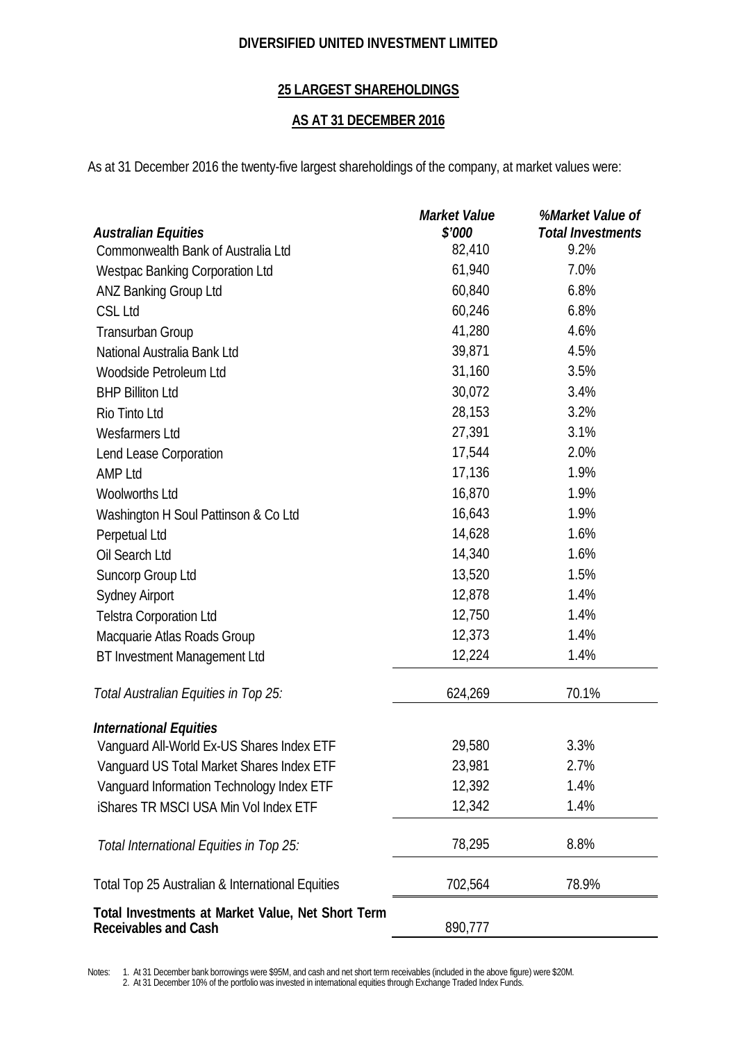**DIVERSIFIED UNITED INVESTMENT LIMITED**

**25 LARGEST SHAREHOLDINGS**

**AS AT 31 DECEMBER 2016**

As at 31 December 2016 the twenty-five largest shareholdings of the company, at market values were:

| ***Australian Equities*** | ***Market Value $'000*** | ***%Market Value of Total Investments*** |
|---|---|---|
| Commonwealth Bank of Australia Ltd | 82,410 | 9.2% |
| Westpac Banking Corporation Ltd | 61,940 | 7.0% |
| ANZ Banking Group Ltd | 60,840 | 6.8% |
| CSL Ltd | 60,246 | 6.8% |
| Transurban Group | 41,280 | 4.6% |
| National Australia Bank Ltd | 39,871 | 4.5% |
| Woodside Petroleum Ltd | 31,160 | 3.5% |
| BHP Billiton Ltd | 30,072 | 3.4% |
| Rio Tinto Ltd | 28,153 | 3.2% |
| Wesfarmers Ltd | 27,391 | 3.1% |
| Lend Lease Corporation | 17,544 | 2.0% |
| AMP Ltd | 17,136 | 1.9% |
| Woolworths Ltd | 16,870 | 1.9% |
| Washington H Soul Pattinson & Co Ltd | 16,643 | 1.9% |
| Perpetual Ltd | 14,628 | 1.6% |
| Oil Search Ltd | 14,340 | 1.6% |
| Suncorp Group Ltd | 13,520 | 1.5% |
| Sydney Airport | 12,878 | 1.4% |
| Telstra Corporation Ltd | 12,750 | 1.4% |
| Macquarie Atlas Roads Group | 12,373 | 1.4% |
| BT Investment Management Ltd | 12,224 | 1.4% |
| *Total Australian Equities in Top 25:* | 624,269 | 70.1% |
| ***International Equities*** | | |
| Vanguard All-World Ex-US Shares Index ETF | 29,580 | 3.3% |
| Vanguard US Total Market Shares Index ETF | 23,981 | 2.7% |
| Vanguard Information Technology Index ETF | 12,392 | 1.4% |
| iShares TR MSCI USA Min Vol Index ETF | 12,342 | 1.4% |
| *Total International Equities in Top 25:* | 78,295 | 8.8% |
| Total Top 25 Australian & International Equities | 702,564 | 78.9% |
| **Total Investments at Market Value, Net Short Term Receivables and Cash** | 890,777 | |

Notes: 1. At 31 December bank borrowings were $95M, and cash and net short term receivables (included in the above figure) were $20M.
2. At 31 December 10% of the portfolio was invested in international equities through Exchange Traded Index Funds.